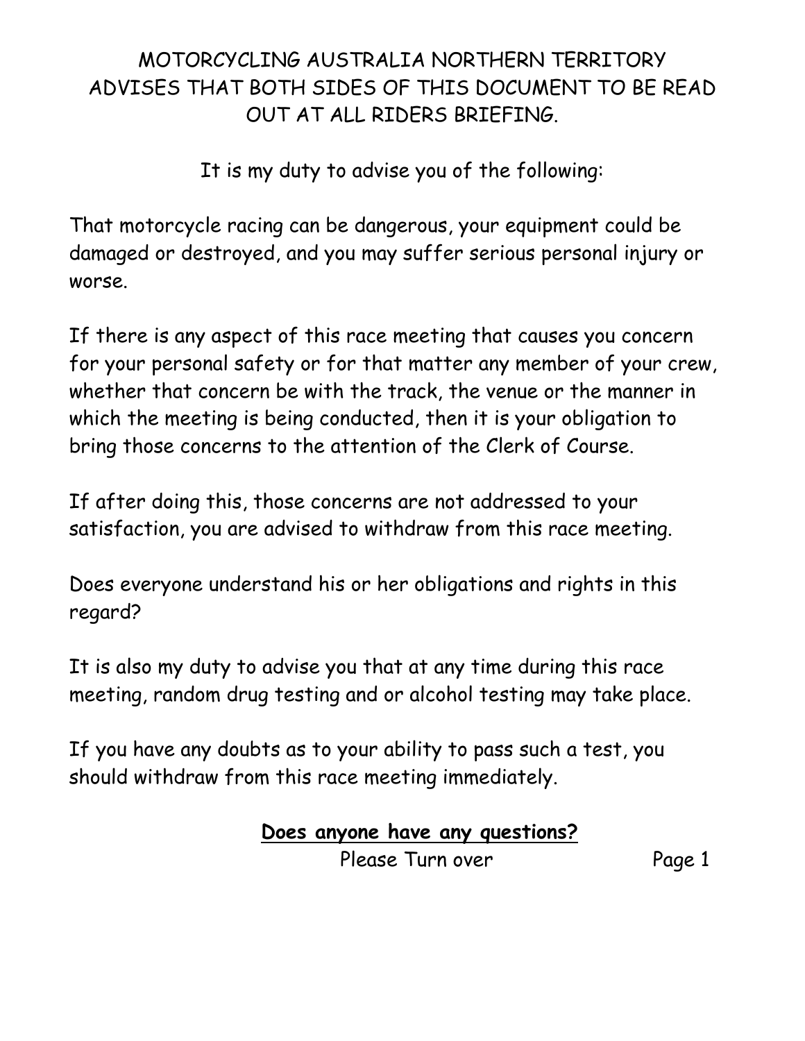# MOTORCYCLING AUSTRALIA NORTHERN TERRITORY ADVISES THAT BOTH SIDES OF THIS DOCUMENT TO BE READ OUT AT ALL RIDERS BRIEFING.

It is my duty to advise you of the following:

That motorcycle racing can be dangerous, your equipment could be damaged or destroyed, and you may suffer serious personal injury or worse.

If there is any aspect of this race meeting that causes you concern for your personal safety or for that matter any member of your crew, whether that concern be with the track, the venue or the manner in which the meeting is being conducted, then it is your obligation to bring those concerns to the attention of the Clerk of Course.

If after doing this, those concerns are not addressed to your satisfaction, you are advised to withdraw from this race meeting.

Does everyone understand his or her obligations and rights in this regard?

It is also my duty to advise you that at any time during this race meeting, random drug testing and or alcohol testing may take place.

If you have any doubts as to your ability to pass such a test, you should withdraw from this race meeting immediately.

**Does anyone have any questions?**

Please Turn over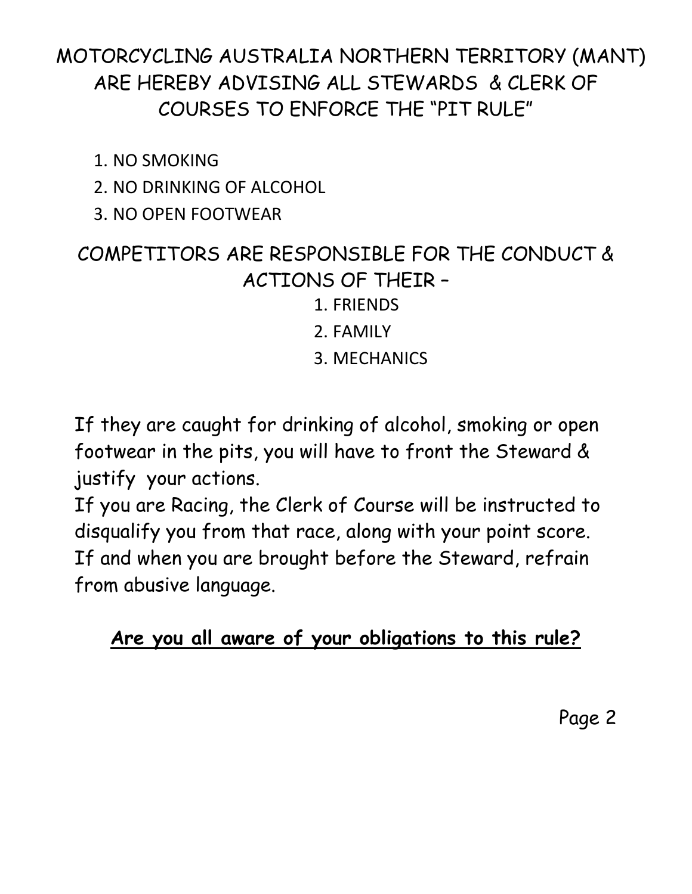# MOTORCYCLING AUSTRALIA NORTHERN TERRITORY (MANT) ARE HEREBY ADVISING ALL STEWARDS & CLERK OF COURSES TO ENFORCE THE "PIT RULE"

1. NO SMOKING
2. NO DRINKING OF ALCOHOL
3. NO OPEN FOOTWEAR

## COMPETITORS ARE RESPONSIBLE FOR THE CONDUCT & ACTIONS OF THEIR –

1. FRIENDS
2. FAMILY
3. MECHANICS

If they are caught for drinking of alcohol, smoking or open footwear in the pits, you will have to front the Steward & justify your actions.

If you are Racing, the Clerk of Course will be instructed to disqualify you from that race, along with your point score.

If and when you are brought before the Steward, refrain from abusive language.

<u>**Are you all aware of your obligations to this rule?**</u>